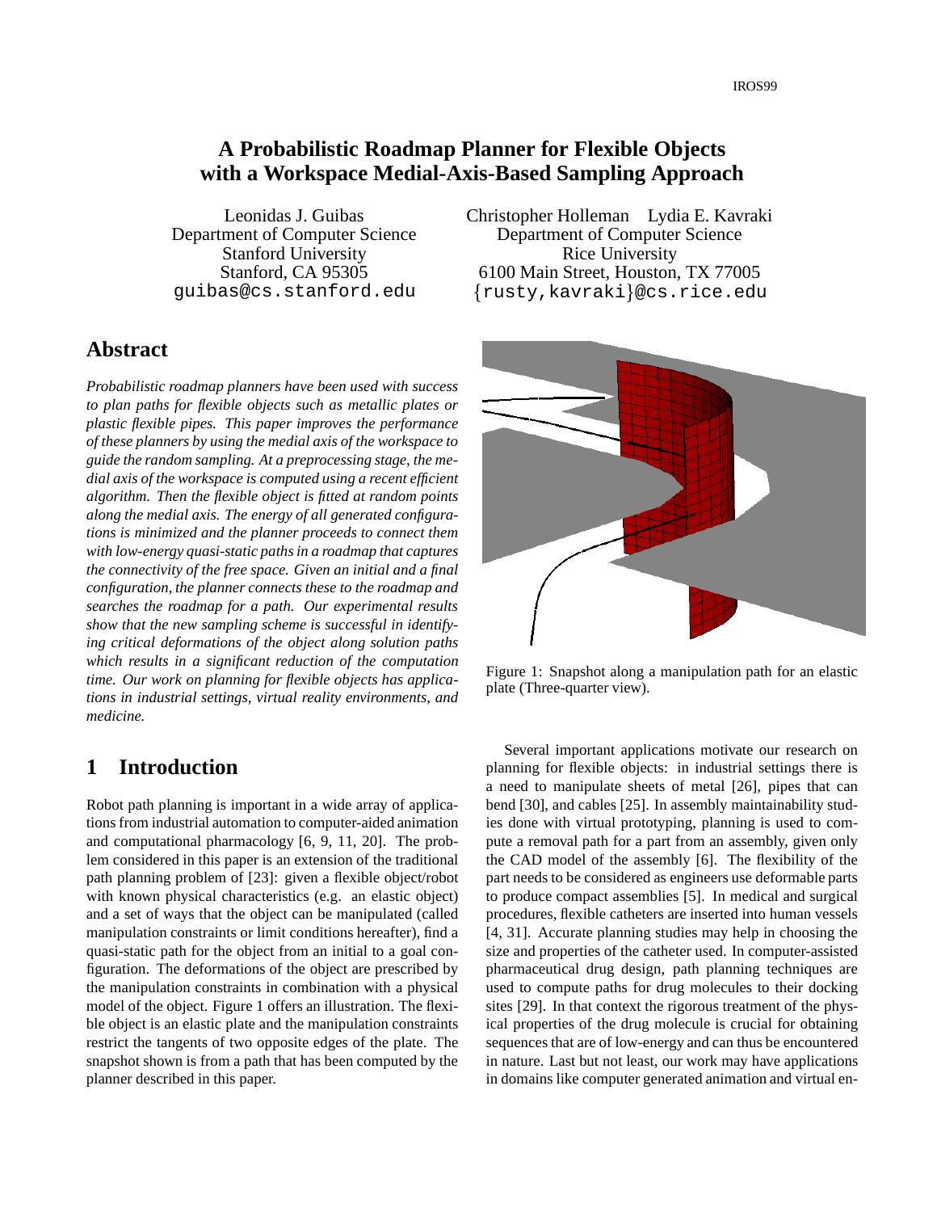# A Probabilistic Roadmap Planner for Flexible Objects with a Workspace Medial-Axis-Based Sampling Approach

Leonidas J. Guibas
Department of Computer Science
Stanford University
Stanford, CA 95305
guibas@cs.stanford.edu

Christopher Holleman Lydia E. Kavraki
Department of Computer Science
Rice University
6100 Main Street, Houston, TX 77005
{rusty,kavraki}@cs.rice.edu

## Abstract

*Probabilistic roadmap planners have been used with success to plan paths for flexible objects such as metallic plates or plastic flexible pipes. This paper improves the performance of these planners by using the medial axis of the workspace to guide the random sampling. At a preprocessing stage, the medial axis of the workspace is computed using a recent efficient algorithm. Then the flexible object is fitted at random points along the medial axis. The energy of all generated configurations is minimized and the planner proceeds to connect them with low-energy quasi-static paths in a roadmap that captures the connectivity of the free space. Given an initial and a final configuration, the planner connects these to the roadmap and searches the roadmap for a path. Our experimental results show that the new sampling scheme is successful in identifying critical deformations of the object along solution paths which results in a significant reduction of the computation time. Our work on planning for flexible objects has applications in industrial settings, virtual reality environments, and medicine.*

Figure 1: Snapshot along a manipulation path for an elastic plate (Three-quarter view).

## 1 Introduction

Robot path planning is important in a wide array of applications from industrial automation to computer-aided animation and computational pharmacology [6, 9, 11, 20]. The problem considered in this paper is an extension of the traditional path planning problem of [23]: given a flexible object/robot with known physical characteristics (e.g. an elastic object) and a set of ways that the object can be manipulated (called manipulation constraints or limit conditions hereafter), find a quasi-static path for the object from an initial to a goal configuration. The deformations of the object are prescribed by the manipulation constraints in combination with a physical model of the object. Figure 1 offers an illustration. The flexible object is an elastic plate and the manipulation constraints restrict the tangents of two opposite edges of the plate. The snapshot shown is from a path that has been computed by the planner described in this paper.

Several important applications motivate our research on planning for flexible objects: in industrial settings there is a need to manipulate sheets of metal [26], pipes that can bend [30], and cables [25]. In assembly maintainability studies done with virtual prototyping, planning is used to compute a removal path for a part from an assembly, given only the CAD model of the assembly [6]. The flexibility of the part needs to be considered as engineers use deformable parts to produce compact assemblies [5]. In medical and surgical procedures, flexible catheters are inserted into human vessels [4, 31]. Accurate planning studies may help in choosing the size and properties of the catheter used. In computer-assisted pharmaceutical drug design, path planning techniques are used to compute paths for drug molecules to their docking sites [29]. In that context the rigorous treatment of the physical properties of the drug molecule is crucial for obtaining sequences that are of low-energy and can thus be encountered in nature. Last but not least, our work may have applications in domains like computer generated animation and virtual en-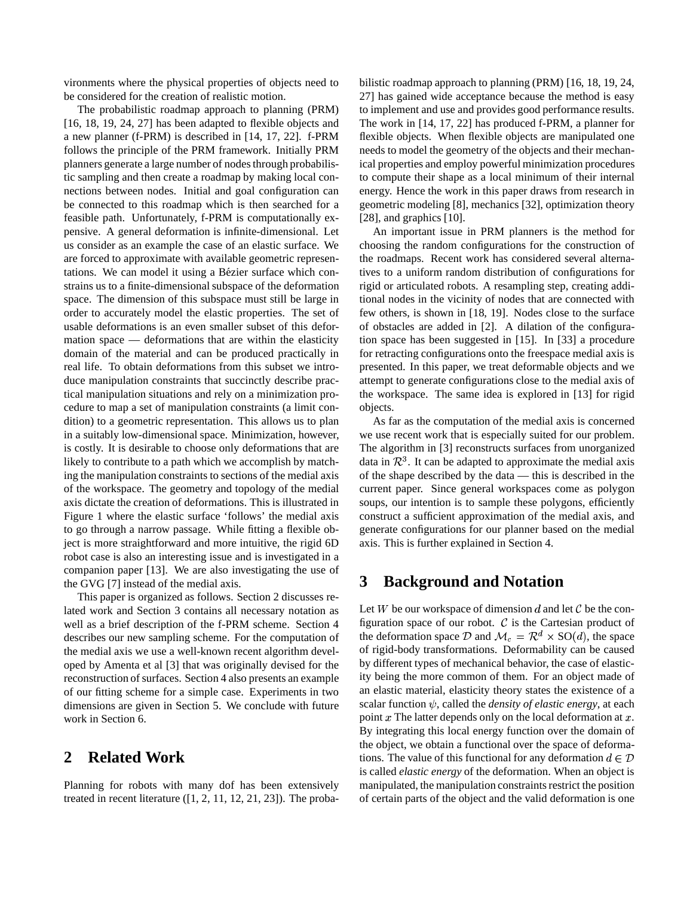vironments where the physical properties of objects need to be considered for the creation of realistic motion.

The probabilistic roadmap approach to planning (PRM) [16, 18, 19, 24, 27] has been adapted to flexible objects and a new planner (f-PRM) is described in [14, 17, 22]. f-PRM follows the principle of the PRM framework. Initially PRM planners generate a large number of nodes through probabilistic sampling and then create a roadmap by making local connections between nodes. Initial and goal configuration can be connected to this roadmap which is then searched for a feasible path. Unfortunately, f-PRM is computationally expensive. A general deformation is infinite-dimensional. Let us consider as an example the case of an elastic surface. We are forced to approximate with available geometric representations. We can model it using a Bézier surface which constrains us to a finite-dimensional subspace of the deformation space. The dimension of this subspace must still be large in order to accurately model the elastic properties. The set of usable deformations is an even smaller subset of this deformation space — deformations that are within the elasticity domain of the material and can be produced practically in real life. To obtain deformations from this subset we introduce manipulation constraints that succinctly describe practical manipulation situations and rely on a minimization procedure to map a set of manipulation constraints (a limit condition) to a geometric representation. This allows us to plan in a suitably low-dimensional space. Minimization, however, is costly. It is desirable to choose only deformations that are likely to contribute to a path which we accomplish by matching the manipulation constraints to sections of the medial axis of the workspace. The geometry and topology of the medial axis dictate the creation of deformations. This is illustrated in Figure 1 where the elastic surface 'follows' the medial axis to go through a narrow passage. While fitting a flexible object is more straightforward and more intuitive, the rigid 6D robot case is also an interesting issue and is investigated in a companion paper [13]. We are also investigating the use of the GVG [7] instead of the medial axis.

This paper is organized as follows. Section 2 discusses related work and Section 3 contains all necessary notation as well as a brief description of the f-PRM scheme. Section 4 describes our new sampling scheme. For the computation of the medial axis we use a well-known recent algorithm developed by Amenta et al [3] that was originally devised for the reconstruction of surfaces. Section 4 also presents an example of our fitting scheme for a simple case. Experiments in two dimensions are given in Section 5. We conclude with future work in Section 6.

## 2 Related Work

Planning for robots with many dof has been extensively treated in recent literature ([1, 2, 11, 12, 21, 23]). The probabilistic roadmap approach to planning (PRM) [16, 18, 19, 24, 27] has gained wide acceptance because the method is easy to implement and use and provides good performance results. The work in [14, 17, 22] has produced f-PRM, a planner for flexible objects. When flexible objects are manipulated one needs to model the geometry of the objects and their mechanical properties and employ powerful minimization procedures to compute their shape as a local minimum of their internal energy. Hence the work in this paper draws from research in geometric modeling [8], mechanics [32], optimization theory [28], and graphics [10].

An important issue in PRM planners is the method for choosing the random configurations for the construction of the roadmaps. Recent work has considered several alternatives to a uniform random distribution of configurations for rigid or articulated robots. A resampling step, creating additional nodes in the vicinity of nodes that are connected with few others, is shown in [18, 19]. Nodes close to the surface of obstacles are added in [2]. A dilation of the configuration space has been suggested in [15]. In [33] a procedure for retracting configurations onto the freespace medial axis is presented. In this paper, we treat deformable objects and we attempt to generate configurations close to the medial axis of the workspace. The same idea is explored in [13] for rigid objects.

As far as the computation of the medial axis is concerned we use recent work that is especially suited for our problem. The algorithm in [3] reconstructs surfaces from unorganized data in $\mathcal{R}^3$. It can be adapted to approximate the medial axis of the shape described by the data — this is described in the current paper. Since general workspaces come as polygon soups, our intention is to sample these polygons, efficiently construct a sufficient approximation of the medial axis, and generate configurations for our planner based on the medial axis. This is further explained in Section 4.

## 3 Background and Notation

Let $W$ be our workspace of dimension $d$ and let $\mathcal{C}$ be the configuration space of our robot. $\mathcal{C}$ is the Cartesian product of the deformation space $\mathcal{D}$ and $\mathcal{M}_c = \mathcal{R}^d \times \mathrm{SO}(d)$, the space of rigid-body transformations. Deformability can be caused by different types of mechanical behavior, the case of elasticity being the more common of them. For an object made of an elastic material, elasticity theory states the existence of a scalar function $\psi$, called the *density of elastic energy*, at each point $x$ The latter depends only on the local deformation at $x$. By integrating this local energy function over the domain of the object, we obtain a functional over the space of deformations. The value of this functional for any deformation $d \in \mathcal{D}$ is called *elastic energy* of the deformation. When an object is manipulated, the manipulation constraints restrict the position of certain parts of the object and the valid deformation is one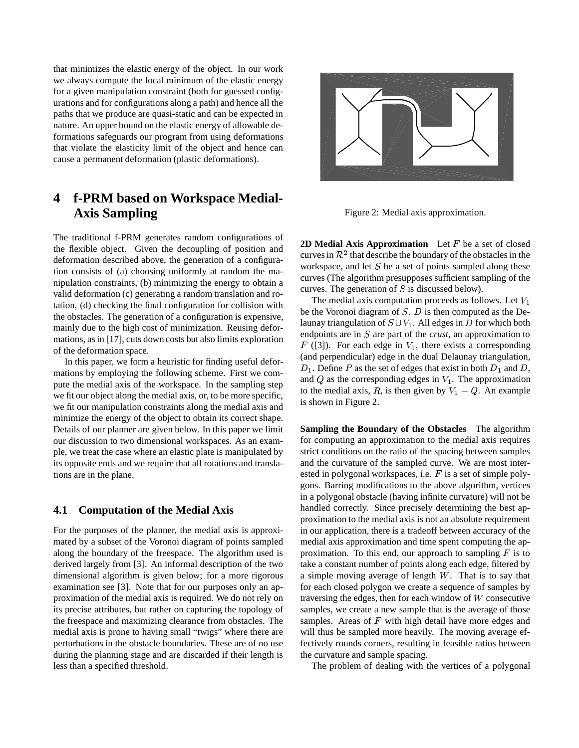that minimizes the elastic energy of the object. In our work we always compute the local minimum of the elastic energy for a given manipulation constraint (both for guessed configurations and for configurations along a path) and hence all the paths that we produce are quasi-static and can be expected in nature. An upper bound on the elastic energy of allowable deformations safeguards our program from using deformations that violate the elasticity limit of the object and hence can cause a permanent deformation (plastic deformations).

# 4 f-PRM based on Workspace Medial-Axis Sampling

The traditional f-PRM generates random configurations of the flexible object. Given the decoupling of position and deformation described above, the generation of a configuration consists of (a) choosing uniformly at random the manipulation constraints, (b) minimizing the energy to obtain a valid deformation (c) generating a random translation and rotation, (d) checking the final configuration for collision with the obstacles. The generation of a configuration is expensive, mainly due to the high cost of minimization. Reusing deformations, as in [17], cuts down costs but also limits exploration of the deformation space.

In this paper, we form a heuristic for finding useful deformations by employing the following scheme. First we compute the medial axis of the workspace. In the sampling step we fit our object along the medial axis, or, to be more specific, we fit our manipulation constraints along the medial axis and minimize the energy of the object to obtain its correct shape. Details of our planner are given below. In this paper we limit our discussion to two dimensional workspaces. As an example, we treat the case where an elastic plate is manipulated by its opposite ends and we require that all rotations and translations are in the plane.

## 4.1 Computation of the Medial Axis

For the purposes of the planner, the medial axis is approximated by a subset of the Voronoi diagram of points sampled along the boundary of the freespace. The algorithm used is derived largely from [3]. An informal description of the two dimensional algorithm is given below; for a more rigorous examination see [3]. Note that for our purposes only an approximation of the medial axis is required. We do not rely on its precise attributes, but rather on capturing the topology of the freespace and maximizing clearance from obstacles. The medial axis is prone to having small “twigs” where there are perturbations in the obstacle boundaries. These are of no use during the planning stage and are discarded if their length is less than a specified threshold.

Figure 2: Medial axis approximation.

**2D Medial Axis Approximation** Let $F$ be a set of closed curves in $\mathcal{R}^2$ that describe the boundary of the obstacles in the workspace, and let $S$ be a set of points sampled along these curves (The algorithm presupposes sufficient sampling of the curves. The generation of $S$ is discussed below).

The medial axis computation proceeds as follows. Let $V_1$ be the Voronoi diagram of $S$. $D$ is then computed as the Delaunay triangulation of $S \cup V_1$. All edges in $D$ for which both endpoints are in $S$ are part of the *crust*, an approximation to $F$ ([3]). For each edge in $V_1$, there exists a corresponding (and perpendicular) edge in the dual Delaunay triangulation, $D_1$. Define $P$ as the set of edges that exist in both $D_1$ and $D$, and $Q$ as the corresponding edges in $V_1$. The approximation to the medial axis, $R$, is then given by $V_1 - Q$. An example is shown in Figure 2.

**Sampling the Boundary of the Obstacles** The algorithm for computing an approximation to the medial axis requires strict conditions on the ratio of the spacing between samples and the curvature of the sampled curve. We are more interested in polygonal workspaces, i.e. $F$ is a set of simple polygons. Barring modifications to the above algorithm, vertices in a polygonal obstacle (having infinite curvature) will not be handled correctly. Since precisely determining the best approximation to the medial axis is not an absolute requirement in our application, there is a tradeoff between accuracy of the medial axis approximation and time spent computing the approximation. To this end, our approach to sampling $F$ is to take a constant number of points along each edge, filtered by a simple moving average of length $W$. That is to say that for each closed polygon we create a sequence of samples by traversing the edges, then for each window of $W$ consecutive samples, we create a new sample that is the average of those samples. Areas of $F$ with high detail have more edges and will thus be sampled more heavily. The moving average effectively rounds corners, resulting in feasible ratios between the curvature and sample spacing.

The problem of dealing with the vertices of a polygonal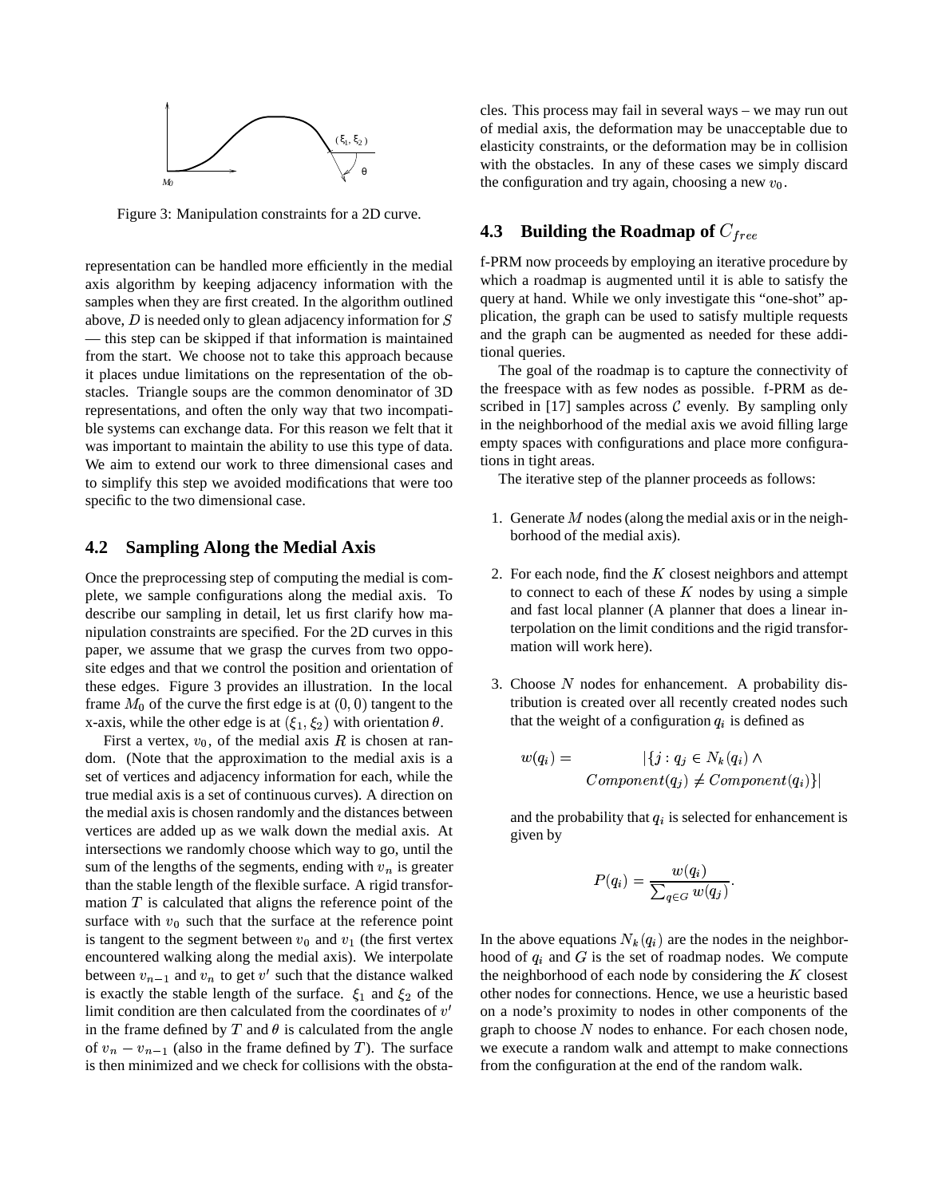Figure 3: Manipulation constraints for a 2D curve.

representation can be handled more efficiently in the medial axis algorithm by keeping adjacency information with the samples when they are first created. In the algorithm outlined above, $D$ is needed only to glean adjacency information for $S$ — this step can be skipped if that information is maintained from the start. We choose not to take this approach because it places undue limitations on the representation of the obstacles. Triangle soups are the common denominator of 3D representations, and often the only way that two incompatible systems can exchange data. For this reason we felt that it was important to maintain the ability to use this type of data. We aim to extend our work to three dimensional cases and to simplify this step we avoided modifications that were too specific to the two dimensional case.

## 4.2 Sampling Along the Medial Axis

Once the preprocessing step of computing the medial is complete, we sample configurations along the medial axis. To describe our sampling in detail, let us first clarify how manipulation constraints are specified. For the 2D curves in this paper, we assume that we grasp the curves from two opposite edges and that we control the position and orientation of these edges. Figure 3 provides an illustration. In the local frame $M_0$ of the curve the first edge is at $(0,0)$ tangent to the x-axis, while the other edge is at $(\xi_1, \xi_2)$ with orientation $\theta$.

First a vertex, $v_0$, of the medial axis $R$ is chosen at random. (Note that the approximation to the medial axis is a set of vertices and adjacency information for each, while the true medial axis is a set of continuous curves). A direction on the medial axis is chosen randomly and the distances between vertices are added up as we walk down the medial axis. At intersections we randomly choose which way to go, until the sum of the lengths of the segments, ending with $v_n$ is greater than the stable length of the flexible surface. A rigid transformation $T$ is calculated that aligns the reference point of the surface with $v_0$ such that the surface at the reference point is tangent to the segment between $v_0$ and $v_1$ (the first vertex encountered walking along the medial axis). We interpolate between $v_{n-1}$ and $v_n$ to get $v'$ such that the distance walked is exactly the stable length of the surface. $\xi_1$ and $\xi_2$ of the limit condition are then calculated from the coordinates of $v'$ in the frame defined by $T$ and $\theta$ is calculated from the angle of $v_n - v_{n-1}$ (also in the frame defined by $T$). The surface is then minimized and we check for collisions with the obstacles. This process may fail in several ways – we may run out of medial axis, the deformation may be unacceptable due to elasticity constraints, or the deformation may be in collision with the obstacles. In any of these cases we simply discard the configuration and try again, choosing a new $v_0$.

## 4.3 Building the Roadmap of $C_{free}$

f-PRM now proceeds by employing an iterative procedure by which a roadmap is augmented until it is able to satisfy the query at hand. While we only investigate this "one-shot" application, the graph can be used to satisfy multiple requests and the graph can be augmented as needed for these additional queries.

The goal of the roadmap is to capture the connectivity of the freespace with as few nodes as possible. f-PRM as described in [17] samples across $\mathcal{C}$ evenly. By sampling only in the neighborhood of the medial axis we avoid filling large empty spaces with configurations and place more configurations in tight areas.

The iterative step of the planner proceeds as follows:

1. Generate $M$ nodes (along the medial axis or in the neighborhood of the medial axis).

2. For each node, find the $K$ closest neighbors and attempt to connect to each of these $K$ nodes by using a simple and fast local planner (A planner that does a linear interpolation on the limit conditions and the rigid transformation will work here).

3. Choose $N$ nodes for enhancement. A probability distribution is created over all recently created nodes such that the weight of a configuration $q_i$ is defined as

$$w(q_i) = |\{j : q_j \in N_k(q_i) \wedge Component(q_j) \neq Component(q_i)\}|$$

and the probability that $q_i$ is selected for enhancement is given by

$$P(q_i) = \frac{w(q_i)}{\sum_{q \in G} w(q_j)}.$$

In the above equations $N_k(q_i)$ are the nodes in the neighborhood of $q_i$ and $G$ is the set of roadmap nodes. We compute the neighborhood of each node by considering the $K$ closest other nodes for connections. Hence, we use a heuristic based on a node's proximity to nodes in other components of the graph to choose $N$ nodes to enhance. For each chosen node, we execute a random walk and attempt to make connections from the configuration at the end of the random walk.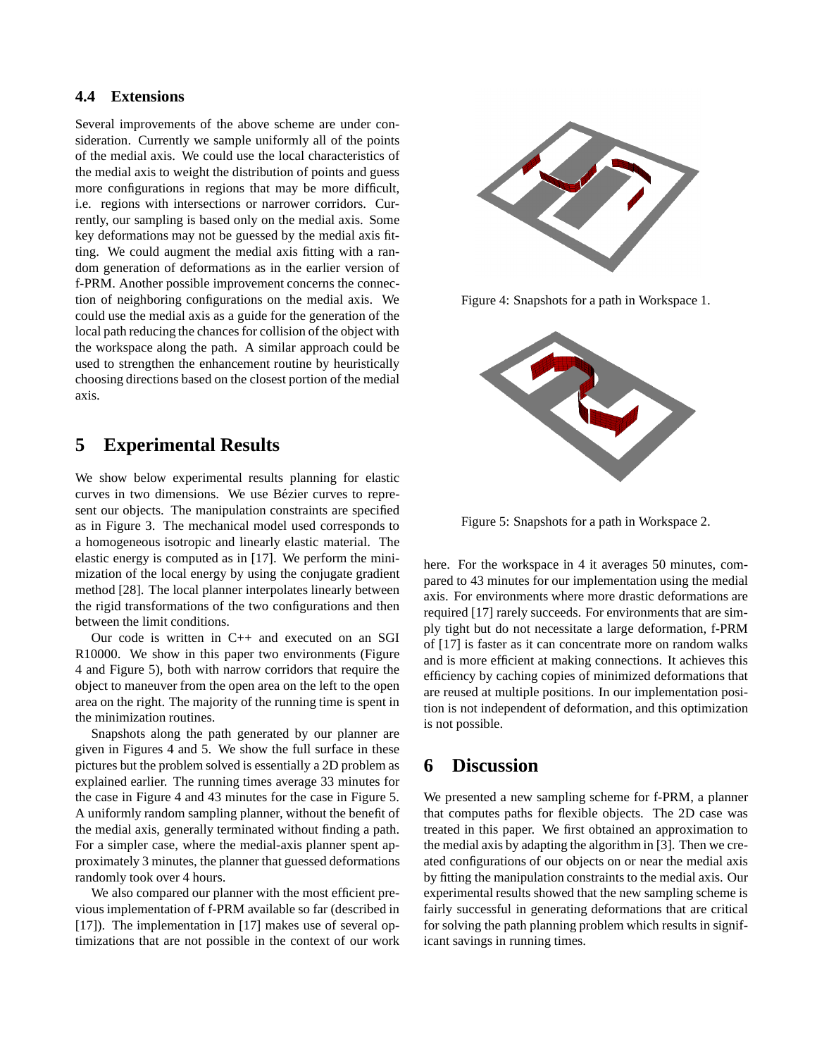### 4.4 Extensions

Several improvements of the above scheme are under consideration. Currently we sample uniformly all of the points of the medial axis. We could use the local characteristics of the medial axis to weight the distribution of points and guess more configurations in regions that may be more difficult, i.e. regions with intersections or narrower corridors. Currently, our sampling is based only on the medial axis. Some key deformations may not be guessed by the medial axis fitting. We could augment the medial axis fitting with a random generation of deformations as in the earlier version of f-PRM. Another possible improvement concerns the connection of neighboring configurations on the medial axis. We could use the medial axis as a guide for the generation of the local path reducing the chances for collision of the object with the workspace along the path. A similar approach could be used to strengthen the enhancement routine by heuristically choosing directions based on the closest portion of the medial axis.

## 5 Experimental Results

We show below experimental results planning for elastic curves in two dimensions. We use Bézier curves to represent our objects. The manipulation constraints are specified as in Figure 3. The mechanical model used corresponds to a homogeneous isotropic and linearly elastic material. The elastic energy is computed as in [17]. We perform the minimization of the local energy by using the conjugate gradient method [28]. The local planner interpolates linearly between the rigid transformations of the two configurations and then between the limit conditions.

Our code is written in C++ and executed on an SGI R10000. We show in this paper two environments (Figure 4 and Figure 5), both with narrow corridors that require the object to maneuver from the open area on the left to the open area on the right. The majority of the running time is spent in the minimization routines.

Snapshots along the path generated by our planner are given in Figures 4 and 5. We show the full surface in these pictures but the problem solved is essentially a 2D problem as explained earlier. The running times average 33 minutes for the case in Figure 4 and 43 minutes for the case in Figure 5. A uniformly random sampling planner, without the benefit of the medial axis, generally terminated without finding a path. For a simpler case, where the medial-axis planner spent approximately 3 minutes, the planner that guessed deformations randomly took over 4 hours.

We also compared our planner with the most efficient previous implementation of f-PRM available so far (described in [17]). The implementation in [17] makes use of several optimizations that are not possible in the context of our work here. For the workspace in 4 it averages 50 minutes, compared to 43 minutes for our implementation using the medial axis. For environments where more drastic deformations are required [17] rarely succeeds. For environments that are simply tight but do not necessitate a large deformation, f-PRM of [17] is faster as it can concentrate more on random walks and is more efficient at making connections. It achieves this efficiency by caching copies of minimized deformations that are reused at multiple positions. In our implementation position is not independent of deformation, and this optimization is not possible.

Figure 4: Snapshots for a path in Workspace 1.

Figure 5: Snapshots for a path in Workspace 2.

## 6 Discussion

We presented a new sampling scheme for f-PRM, a planner that computes paths for flexible objects. The 2D case was treated in this paper. We first obtained an approximation to the medial axis by adapting the algorithm in [3]. Then we created configurations of our objects on or near the medial axis by fitting the manipulation constraints to the medial axis. Our experimental results showed that the new sampling scheme is fairly successful in generating deformations that are critical for solving the path planning problem which results in significant savings in running times.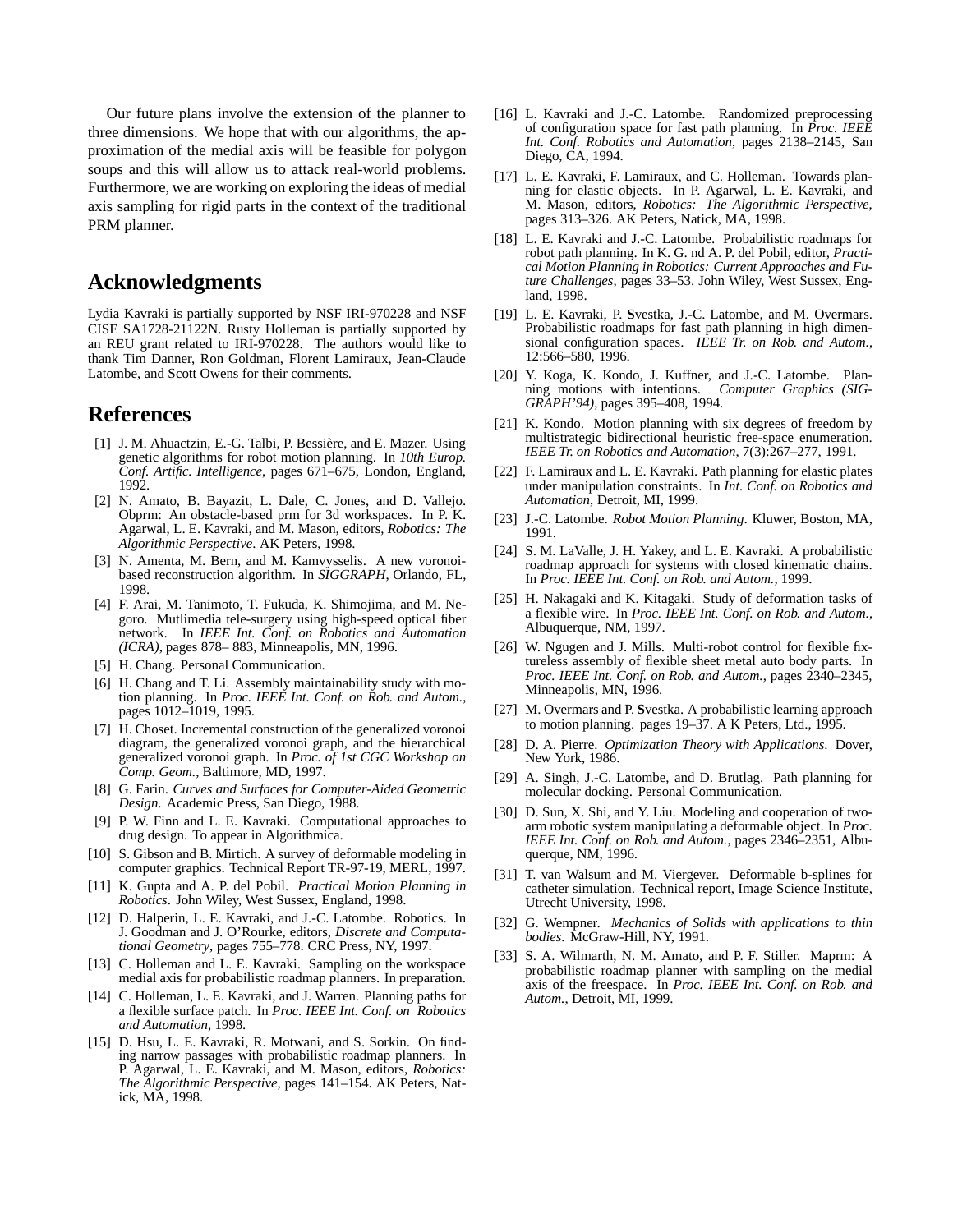Our future plans involve the extension of the planner to three dimensions. We hope that with our algorithms, the approximation of the medial axis will be feasible for polygon soups and this will allow us to attack real-world problems. Furthermore, we are working on exploring the ideas of medial axis sampling for rigid parts in the context of the traditional PRM planner.

## Acknowledgments

Lydia Kavraki is partially supported by NSF IRI-970228 and NSF CISE SA1728-21122N. Rusty Holleman is partially supported by an REU grant related to IRI-970228. The authors would like to thank Tim Danner, Ron Goldman, Florent Lamiraux, Jean-Claude Latombe, and Scott Owens for their comments.

## References

[1] J. M. Ahuactzin, E.-G. Talbi, P. Bessière, and E. Mazer. Using genetic algorithms for robot motion planning. In *10th Europ. Conf. Artific. Intelligence*, pages 671–675, London, England, 1992.

[2] N. Amato, B. Bayazit, L. Dale, C. Jones, and D. Vallejo. Obprm: An obstacle-based prm for 3d workspaces. In P. K. Agarwal, L. E. Kavraki, and M. Mason, editors, *Robotics: The Algorithmic Perspective*. AK Peters, 1998.

[3] N. Amenta, M. Bern, and M. Kamvysselis. A new voronoi-based reconstruction algorithm. In *SIGGRAPH*, Orlando, FL, 1998.

[4] F. Arai, M. Tanimoto, T. Fukuda, K. Shimojima, and M. Negoro. Mutlimedia tele-surgery using high-speed optical fiber network. In *IEEE Int. Conf. on Robotics and Automation (ICRA)*, pages 878– 883, Minneapolis, MN, 1996.

[5] H. Chang. Personal Communication.

[6] H. Chang and T. Li. Assembly maintainability study with motion planning. In *Proc. IEEE Int. Conf. on Rob. and Autom.*, pages 1012–1019, 1995.

[7] H. Choset. Incremental construction of the generalized voronoi diagram, the generalized voronoi graph, and the hierarchical generalized voronoi graph. In *Proc. of 1st CGC Workshop on Comp. Geom.*, Baltimore, MD, 1997.

[8] G. Farin. *Curves and Surfaces for Computer-Aided Geometric Design*. Academic Press, San Diego, 1988.

[9] P. W. Finn and L. E. Kavraki. Computational approaches to drug design. To appear in Algorithmica.

[10] S. Gibson and B. Mirtich. A survey of deformable modeling in computer graphics. Technical Report TR-97-19, MERL, 1997.

[11] K. Gupta and A. P. del Pobil. *Practical Motion Planning in Robotics*. John Wiley, West Sussex, England, 1998.

[12] D. Halperin, L. E. Kavraki, and J.-C. Latombe. Robotics. In J. Goodman and J. O'Rourke, editors, *Discrete and Computational Geometry*, pages 755–778. CRC Press, NY, 1997.

[13] C. Holleman and L. E. Kavraki. Sampling on the workspace medial axis for probabilistic roadmap planners. In preparation.

[14] C. Holleman, L. E. Kavraki, and J. Warren. Planning paths for a flexible surface patch. In *Proc. IEEE Int. Conf. on Robotics and Automation*, 1998.

[15] D. Hsu, L. E. Kavraki, R. Motwani, and S. Sorkin. On finding narrow passages with probabilistic roadmap planners. In P. Agarwal, L. E. Kavraki, and M. Mason, editors, *Robotics: The Algorithmic Perspective*, pages 141–154. AK Peters, Natick, MA, 1998.

[16] L. Kavraki and J.-C. Latombe. Randomized preprocessing of configuration space for fast path planning. In *Proc. IEEE Int. Conf. Robotics and Automation*, pages 2138–2145, San Diego, CA, 1994.

[17] L. E. Kavraki, F. Lamiraux, and C. Holleman. Towards planning for elastic objects. In P. Agarwal, L. E. Kavraki, and M. Mason, editors, *Robotics: The Algorithmic Perspective*, pages 313–326. AK Peters, Natick, MA, 1998.

[18] L. E. Kavraki and J.-C. Latombe. Probabilistic roadmaps for robot path planning. In K. G. nd A. P. del Pobil, editor, *Practical Motion Planning in Robotics: Current Approaches and Future Challenges*, pages 33–53. John Wiley, West Sussex, England, 1998.

[19] L. E. Kavraki, P. **S**vestka, J.-C. Latombe, and M. Overmars. Probabilistic roadmaps for fast path planning in high dimensional configuration spaces. *IEEE Tr. on Rob. and Autom.*, 12:566–580, 1996.

[20] Y. Koga, K. Kondo, J. Kuffner, and J.-C. Latombe. Planning motions with intentions. *Computer Graphics (SIGGRAPH'94)*, pages 395–408, 1994.

[21] K. Kondo. Motion planning with six degrees of freedom by multistrategic bidirectional heuristic free-space enumeration. *IEEE Tr. on Robotics and Automation*, 7(3):267–277, 1991.

[22] F. Lamiraux and L. E. Kavraki. Path planning for elastic plates under manipulation constraints. In *Int. Conf. on Robotics and Automation*, Detroit, MI, 1999.

[23] J.-C. Latombe. *Robot Motion Planning*. Kluwer, Boston, MA, 1991.

[24] S. M. LaValle, J. H. Yakey, and L. E. Kavraki. A probabilistic roadmap approach for systems with closed kinematic chains. In *Proc. IEEE Int. Conf. on Rob. and Autom.*, 1999.

[25] H. Nakagaki and K. Kitagaki. Study of deformation tasks of a flexible wire. In *Proc. IEEE Int. Conf. on Rob. and Autom.*, Albuquerque, NM, 1997.

[26] W. Ngugen and J. Mills. Multi-robot control for flexible fixtureless assembly of flexible sheet metal auto body parts. In *Proc. IEEE Int. Conf. on Rob. and Autom.*, pages 2340–2345, Minneapolis, MN, 1996.

[27] M. Overmars and P. **S**vestka. A probabilistic learning approach to motion planning. pages 19–37. A K Peters, Ltd., 1995.

[28] D. A. Pierre. *Optimization Theory with Applications*. Dover, New York, 1986.

[29] A. Singh, J.-C. Latombe, and D. Brutlag. Path planning for molecular docking. Personal Communication.

[30] D. Sun, X. Shi, and Y. Liu. Modeling and cooperation of two-arm robotic system manipulating a deformable object. In *Proc. IEEE Int. Conf. on Rob. and Autom.*, pages 2346–2351, Albuquerque, NM, 1996.

[31] T. van Walsum and M. Viergever. Deformable b-splines for catheter simulation. Technical report, Image Science Institute, Utrecht University, 1998.

[32] G. Wempner. *Mechanics of Solids with applications to thin bodies*. McGraw-Hill, NY, 1991.

[33] S. A. Wilmarth, N. M. Amato, and P. F. Stiller. Maprm: A probabilistic roadmap planner with sampling on the medial axis of the freespace. In *Proc. IEEE Int. Conf. on Rob. and Autom.*, Detroit, MI, 1999.